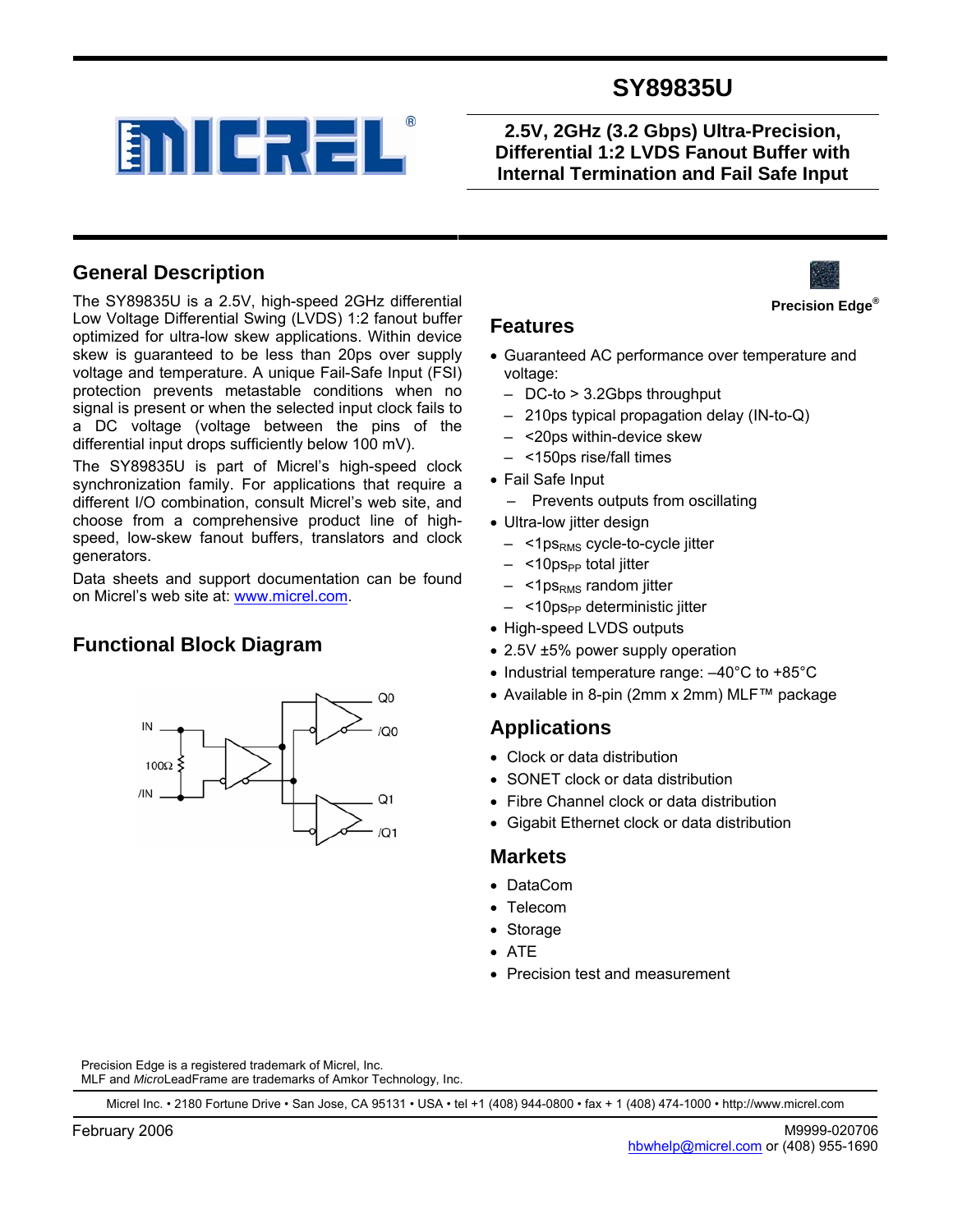# SY89835U

## 2.5V, 2GHz (3.2 Gbps) Ultra-Precision, Differential 1:2 LVDS Fanout Buffer with Internal Termination and Fail Safe Input

**Precision Edge®**

## General Description

The SY89835U is a 2.5V, high-speed 2GHz differential Low Voltage Differential Swing (LVDS) 1:2 fanout buffer optimized for ultra-low skew applications. Within device skew is guaranteed to be less than 20ps over supply voltage and temperature. A unique Fail-Safe Input (FSI) protection prevents metastable conditions when no signal is present or when the selected input clock fails to a DC voltage (voltage between the pins of the differential input drops sufficiently below 100 mV).

The SY89835U is part of Micrel's high-speed clock synchronization family. For applications that require a different I/O combination, consult Micrel's web site, and choose from a comprehensive product line of high-speed, low-skew fanout buffers, translators and clock generators.

Data sheets and support documentation can be found on Micrel's web site at: www.micrel.com.

## Functional Block Diagram

IN, 100Ω, /IN, Q0, /Q0, Q1, /Q1

## Features

- Guaranteed AC performance over temperature and voltage:
  - DC-to > 3.2Gbps throughput
  - 210ps typical propagation delay (IN-to-Q)
  - <20ps within-device skew
  - <150ps rise/fall times
- Fail Safe Input
  - Prevents outputs from oscillating
- Ultra-low jitter design
  - <1$ps_{RMS}$ cycle-to-cycle jitter
  - <10$ps_{PP}$ total jitter
  - <1$ps_{RMS}$ random jitter
  - <10$ps_{PP}$ deterministic jitter
- High-speed LVDS outputs
- 2.5V ±5% power supply operation
- Industrial temperature range: –40°C to +85°C
- Available in 8-pin (2mm x 2mm) MLF™ package

## Applications

- Clock or data distribution
- SONET clock or data distribution
- Fibre Channel clock or data distribution
- Gigabit Ethernet clock or data distribution

## Markets

- DataCom
- Telecom
- Storage
- ATE
- Precision test and measurement

Precision Edge is a registered trademark of Micrel, Inc.
MLF and *Micro*LeadFrame are trademarks of Amkor Technology, Inc.

Micrel Inc. • 2180 Fortune Drive • San Jose, CA 95131 • USA • tel +1 (408) 944-0800 • fax + 1 (408) 474-1000 • http://www.micrel.com

February 2006

M9999-020706
hbwhelp@micrel.com or (408) 955-1690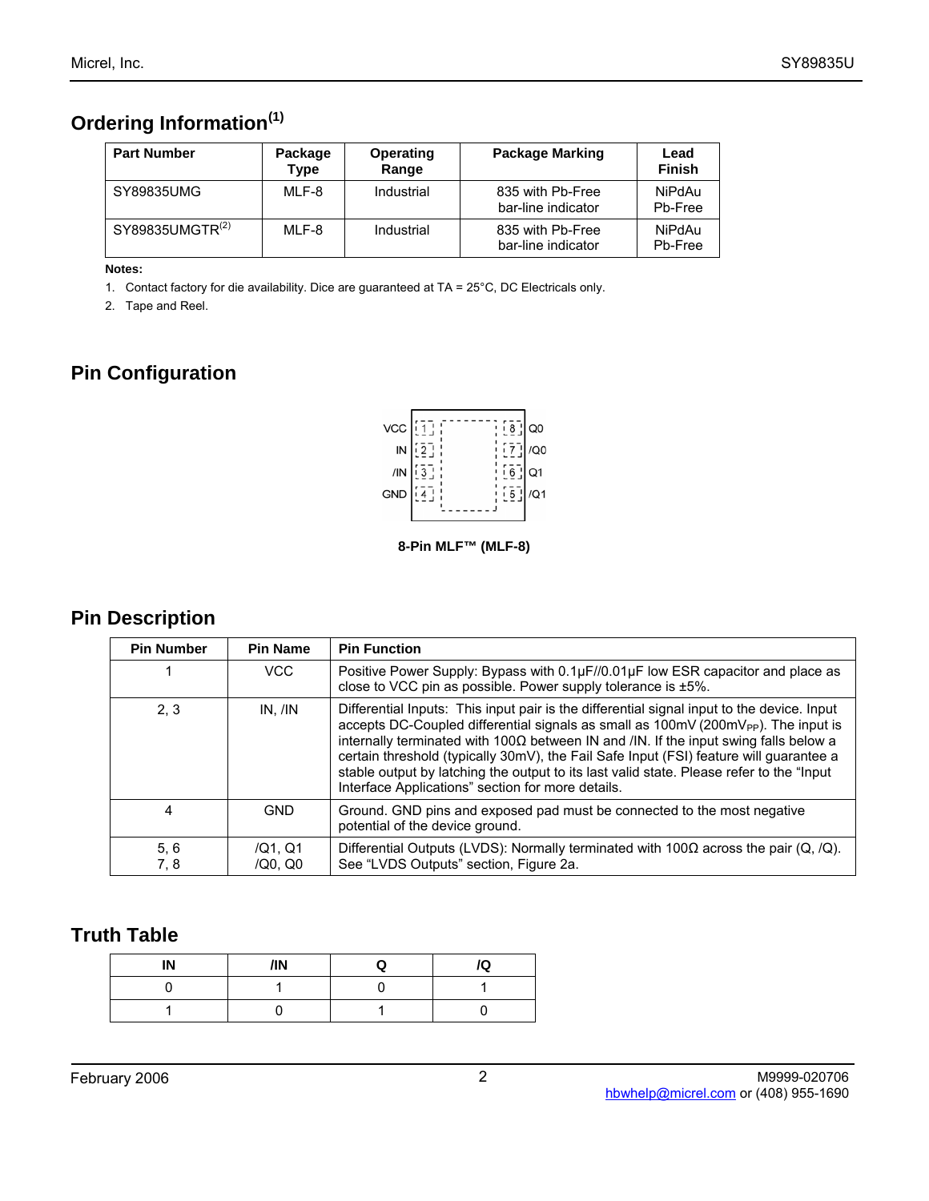## Ordering Information[1]

| Part Number | Package Type | Operating Range | Package Marking | Lead Finish |
|---|---|---|---|---|
| SY89835UMG | MLF-8 | Industrial | 835 with Pb-Free bar-line indicator | NiPdAu Pb-Free |
| SY89835UMGTR[2] | MLF-8 | Industrial | 835 with Pb-Free bar-line indicator | NiPdAu Pb-Free |

**Notes:**

1. Contact factory for die availability. Dice are guaranteed at TA = 25°C, DC Electricals only.
2. Tape and Reel.

## Pin Configuration

| Pin | Name | | Pin | Name |
|---|---|---|---|---|
| 1 | VCC | | 8 | Q0 |
| 2 | IN | | 7 | /Q0 |
| 3 | /IN | | 6 | Q1 |
| 4 | GND | | 5 | /Q1 |

**8-Pin MLF™ (MLF-8)**

## Pin Description

| Pin Number | Pin Name | Pin Function |
|---|---|---|
| 1 | VCC | Positive Power Supply: Bypass with 0.1µF//0.01µF low ESR capacitor and place as close to VCC pin as possible. Power supply tolerance is ±5%. |
| 2, 3 | IN, /IN | Differential Inputs: This input pair is the differential signal input to the device. Input accepts DC-Coupled differential signals as small as 100mV (200mV$_{PP}$). The input is internally terminated with 100Ω between IN and /IN. If the input swing falls below a certain threshold (typically 30mV), the Fail Safe Input (FSI) feature will guarantee a stable output by latching the output to its last valid state. Please refer to the "Input Interface Applications" section for more details. |
| 4 | GND | Ground. GND pins and exposed pad must be connected to the most negative potential of the device ground. |
| 5, 6<br>7, 8 | /Q1, Q1<br>/Q0, Q0 | Differential Outputs (LVDS): Normally terminated with 100Ω across the pair (Q, /Q). See "LVDS Outputs" section, Figure 2a. |

## Truth Table

| IN | /IN | Q | /Q |
|---|---|---|---|
| 0 | 1 | 0 | 1 |
| 1 | 0 | 1 | 0 |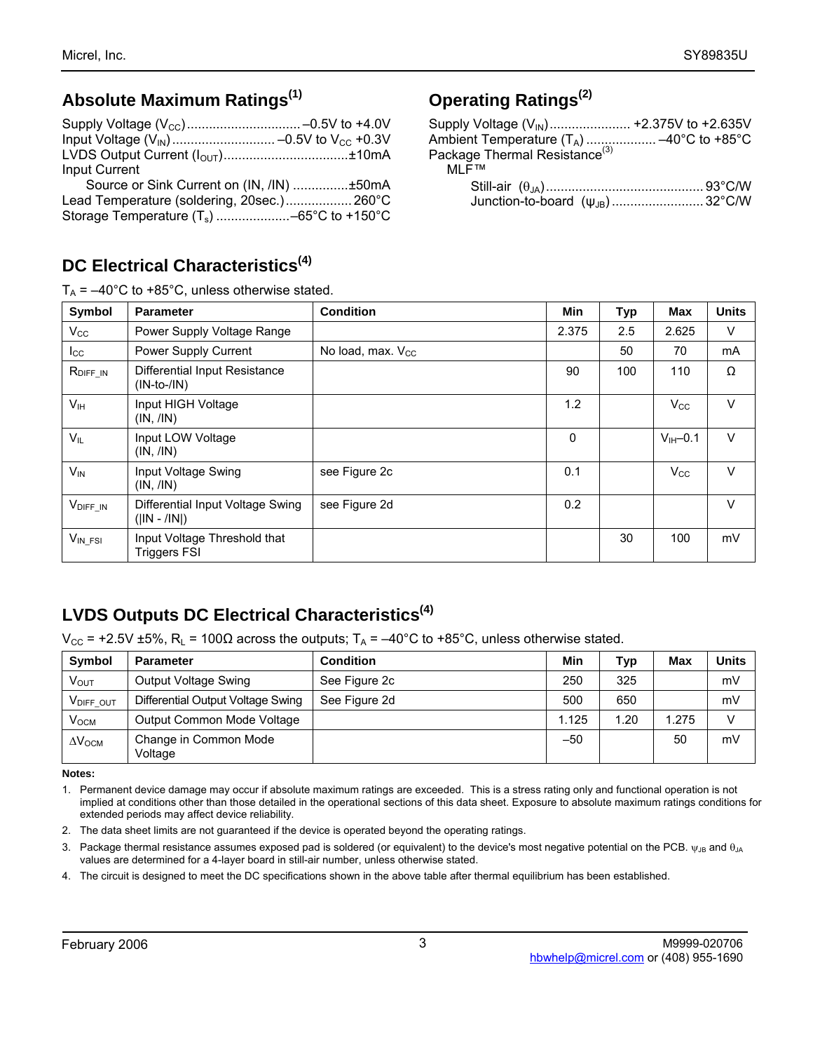## Absolute Maximum Ratings[1]

Supply Voltage ($V_{CC}$) .............................. –0.5V to +4.0V
Input Voltage ($V_{IN}$) ........................... –0.5V to $V_{CC}$ +0.3V
LVDS Output Current ($I_{OUT}$) .................................±10mA
Input Current
  Source or Sink Current on (IN, /IN) ...............±50mA
Lead Temperature (soldering, 20sec.) ................. 260°C
Storage Temperature ($T_s$) ...................–65°C to +150°C

## Operating Ratings[2]

Supply Voltage ($V_{IN}$) ..................... +2.375V to +2.635V
Ambient Temperature ($T_A$) .................. –40°C to +85°C
Package Thermal Resistance[3]
  MLF™
    Still-air ($\theta_{JA}$) .......................................... 93°C/W
    Junction-to-board ($\psi_{JB}$) ........................ 32°C/W

## DC Electrical Characteristics[4]

$T_A$ = –40°C to +85°C, unless otherwise stated.

| Symbol | Parameter | Condition | Min | Typ | Max | Units |
|---|---|---|---|---|---|---|
| $V_{CC}$ | Power Supply Voltage Range | | 2.375 | 2.5 | 2.625 | V |
| $I_{CC}$ | Power Supply Current | No load, max. $V_{CC}$ | | 50 | 70 | mA |
| $R_{DIFF\_IN}$ | Differential Input Resistance (IN-to-/IN) | | 90 | 100 | 110 | Ω |
| $V_{IH}$ | Input HIGH Voltage (IN, /IN) | | 1.2 | | $V_{CC}$ | V |
| $V_{IL}$ | Input LOW Voltage (IN, /IN) | | 0 | | $V_{IH}$–0.1 | V |
| $V_{IN}$ | Input Voltage Swing (IN, /IN) | see Figure 2c | 0.1 | | $V_{CC}$ | V |
| $V_{DIFF\_IN}$ | Differential Input Voltage Swing (\|IN - /IN\|) | see Figure 2d | 0.2 | | | V |
| $V_{IN\_FSI}$ | Input Voltage Threshold that Triggers FSI | | | 30 | 100 | mV |

## LVDS Outputs DC Electrical Characteristics[4]

$V_{CC}$ = +2.5V ±5%, $R_L$ = 100Ω across the outputs; $T_A$ = –40°C to +85°C, unless otherwise stated.

| Symbol | Parameter | Condition | Min | Typ | Max | Units |
|---|---|---|---|---|---|---|
| $V_{OUT}$ | Output Voltage Swing | See Figure 2c | 250 | 325 | | mV |
| $V_{DIFF\_OUT}$ | Differential Output Voltage Swing | See Figure 2d | 500 | 650 | | mV |
| $V_{OCM}$ | Output Common Mode Voltage | | 1.125 | 1.20 | 1.275 | V |
| $\Delta V_{OCM}$ | Change in Common Mode Voltage | | –50 | | 50 | mV |

**Notes:**

1. Permanent device damage may occur if absolute maximum ratings are exceeded. This is a stress rating only and functional operation is not implied at conditions other than those detailed in the operational sections of this data sheet. Exposure to absolute maximum ratings conditions for extended periods may affect device reliability.
2. The data sheet limits are not guaranteed if the device is operated beyond the operating ratings.
3. Package thermal resistance assumes exposed pad is soldered (or equivalent) to the device's most negative potential on the PCB. $\psi_{JB}$ and $\theta_{JA}$ values are determined for a 4-layer board in still-air number, unless otherwise stated.
4. The circuit is designed to meet the DC specifications shown in the above table after thermal equilibrium has been established.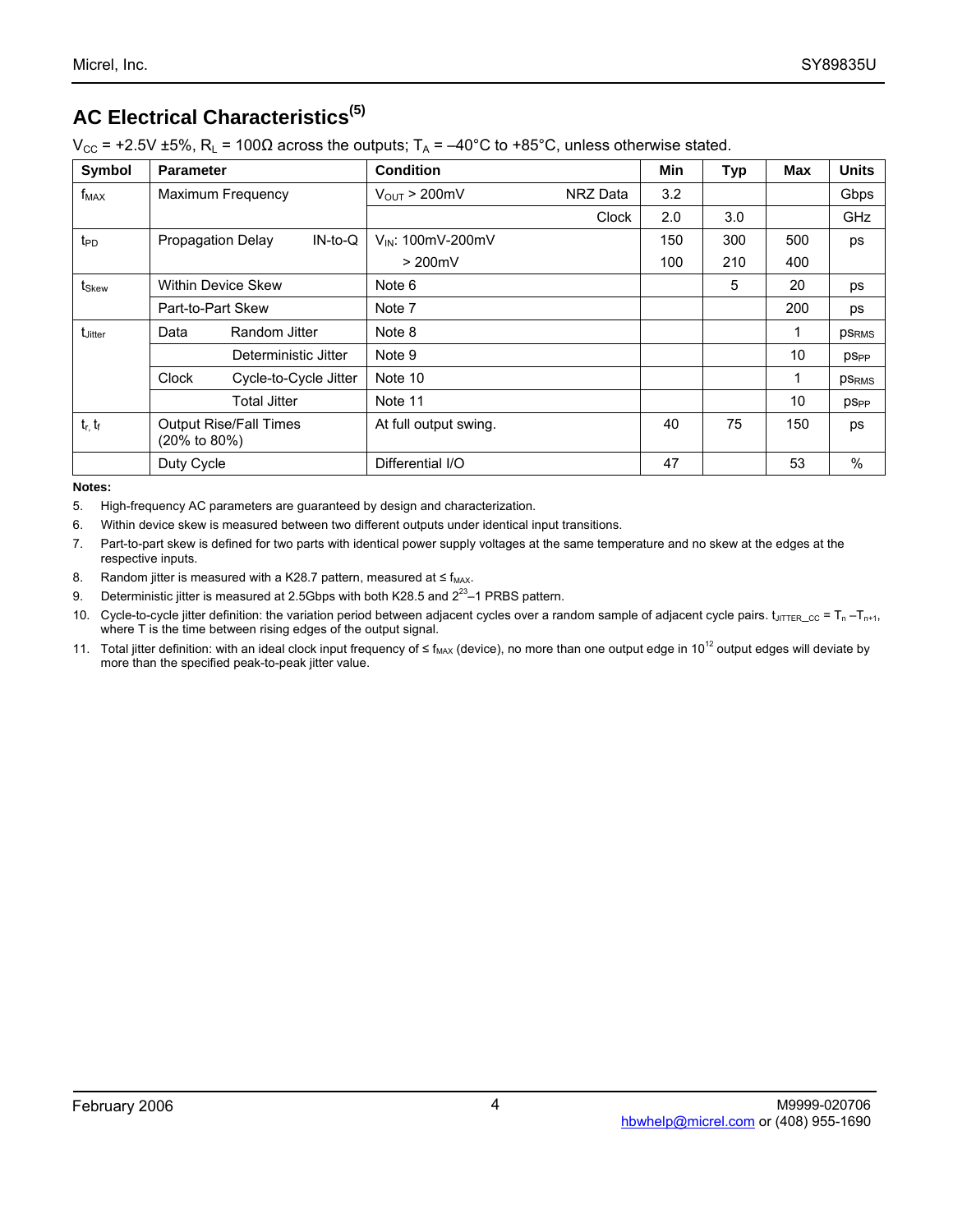## AC Electrical Characteristics[5]

$V_{CC}$ = +2.5V ±5%, $R_L$ = 100Ω across the outputs; $T_A$ = –40°C to +85°C, unless otherwise stated.

| Symbol | Parameter | Condition | Min | Typ | Max | Units |
|---|---|---|---|---|---|---|
| $f_{MAX}$ | Maximum Frequency | $V_{OUT}$ > 200mV NRZ Data | 3.2 | | | Gbps |
| | | Clock | 2.0 | 3.0 | | GHz |
| $t_{PD}$ | Propagation Delay IN-to-Q | $V_{IN}$: 100mV-200mV | 150 | 300 | 500 | ps |
| | | > 200mV | 100 | 210 | 400 | |
| $t_{Skew}$ | Within Device Skew | Note 6 | | 5 | 20 | ps |
| | Part-to-Part Skew | Note 7 | | | 200 | ps |
| $t_{Jitter}$ | Data Random Jitter | Note 8 | | | 1 | $ps_{RMS}$ |
| | Deterministic Jitter | Note 9 | | | 10 | $ps_{PP}$ |
| | Clock Cycle-to-Cycle Jitter | Note 10 | | | 1 | $ps_{RMS}$ |
| | Total Jitter | Note 11 | | | 10 | $ps_{PP}$ |
| $t_r$, $t_f$ | Output Rise/Fall Times (20% to 80%) | At full output swing. | 40 | 75 | 150 | ps |
| | Duty Cycle | Differential I/O | 47 | | 53 | % |

**Notes:**

5. High-frequency AC parameters are guaranteed by design and characterization.
6. Within device skew is measured between two different outputs under identical input transitions.
7. Part-to-part skew is defined for two parts with identical power supply voltages at the same temperature and no skew at the edges at the respective inputs.
8. Random jitter is measured with a K28.7 pattern, measured at ≤ $f_{MAX}$.
9. Deterministic jitter is measured at 2.5Gbps with both K28.5 and $2^{23}$–1 PRBS pattern.
10. Cycle-to-cycle jitter definition: the variation period between adjacent cycles over a random sample of adjacent cycle pairs. $t_{JITTER\_CC} = T_n - T_{n+1}$, where T is the time between rising edges of the output signal.
11. Total jitter definition: with an ideal clock input frequency of ≤ $f_{MAX}$ (device), no more than one output edge in $10^{12}$ output edges will deviate by more than the specified peak-to-peak jitter value.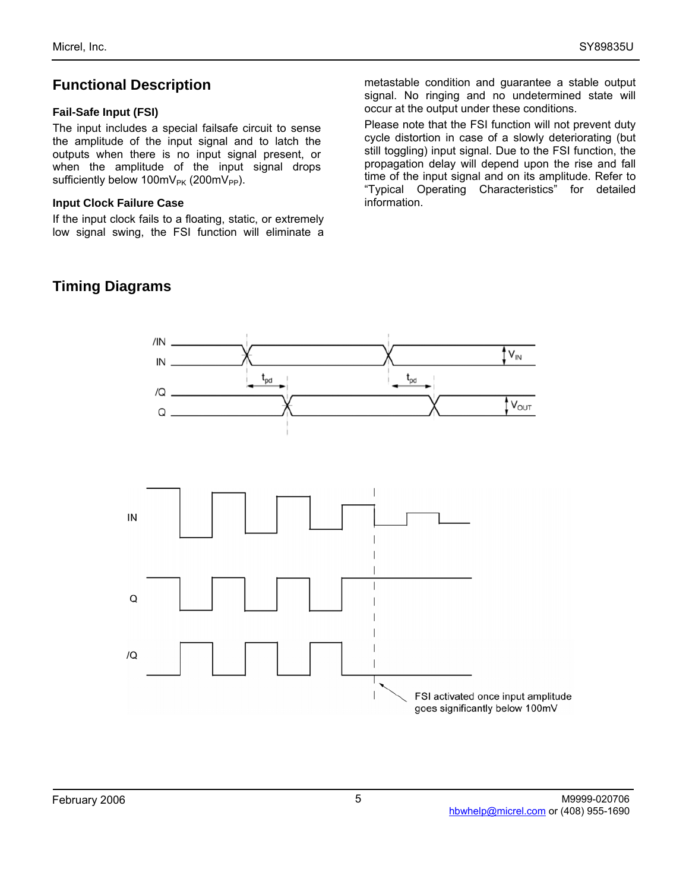## Functional Description

### Fail-Safe Input (FSI)

The input includes a special failsafe circuit to sense the amplitude of the input signal and to latch the outputs when there is no input signal present, or when the amplitude of the input signal drops sufficiently below $100mV_{PK}$ ($200mV_{PP}$).

### Input Clock Failure Case

If the input clock fails to a floating, static, or extremely low signal swing, the FSI function will eliminate a metastable condition and guarantee a stable output signal. No ringing and no undetermined state will occur at the output under these conditions.

Please note that the FSI function will not prevent duty cycle distortion in case of a slowly deteriorating (but still toggling) input signal. Due to the FSI function, the propagation delay will depend upon the rise and fall time of the input signal and on its amplitude. Refer to "Typical Operating Characteristics" for detailed information.

## Timing Diagrams

/IN

IN

$t_{pd}$

$t_{pd}$

$V_{IN}$

/Q

Q

$V_{OUT}$

IN

Q

/Q

FSI activated once input amplitude goes significantly below 100mV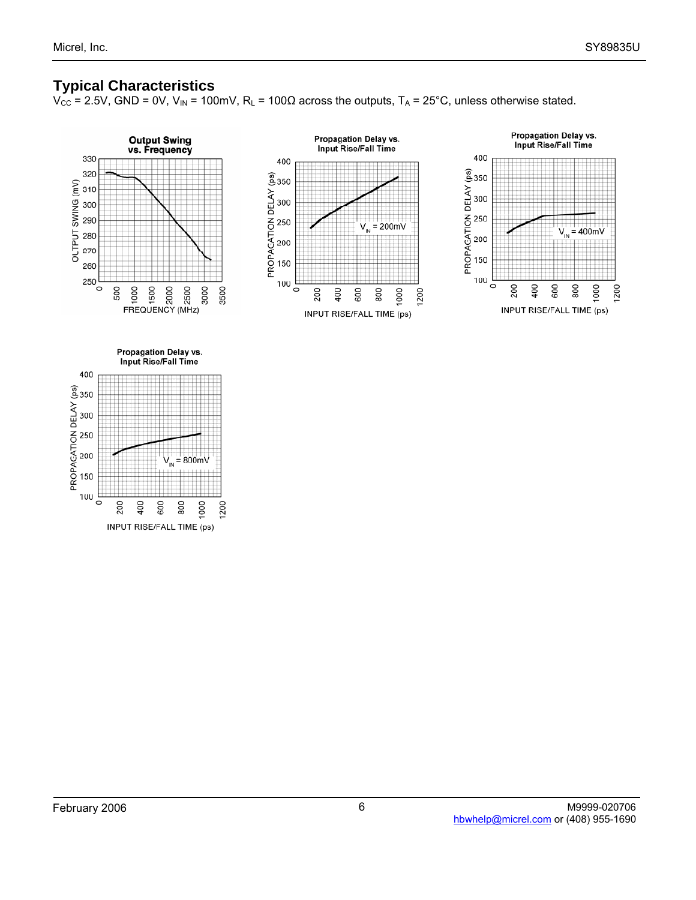## Typical Characteristics

$V_{CC}$ = 2.5V, GND = 0V, $V_{IN}$ = 100mV, $R_L$ = 100Ω across the outputs, $T_A$ = 25°C, unless otherwise stated.

**Output Swing vs. Frequency**

**Propagation Delay vs. Input Rise/Fall Time** ($V_{IN}$ = 200mV)

**Propagation Delay vs. Input Rise/Fall Time** ($V_{IN}$ = 400mV)

**Propagation Delay vs. Input Rise/Fall Time** ($V_{IN}$ = 800mV)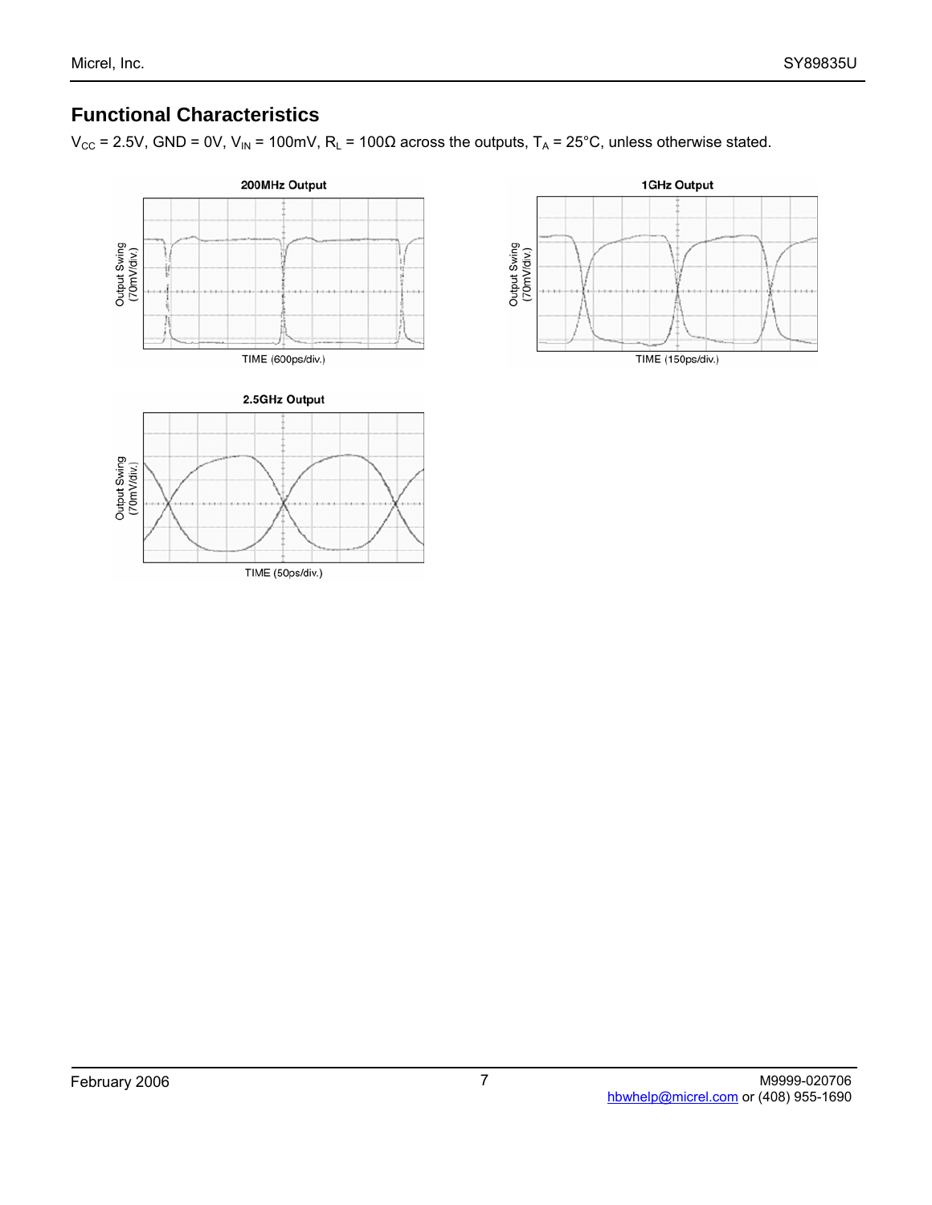## Functional Characteristics

$V_{CC}$ = 2.5V, GND = 0V, $V_{IN}$ = 100mV, $R_L$ = 100Ω across the outputs, $T_A$ = 25°C, unless otherwise stated.

**200MHz Output**

Output Swing (70mV/div.)

TIME (600ps/div.)

**1GHz Output**

Output Swing (70mV/div.)

TIME (150ps/div.)

**2.5GHz Output**

Output Swing (70mV/div.)

TIME (50ps/div.)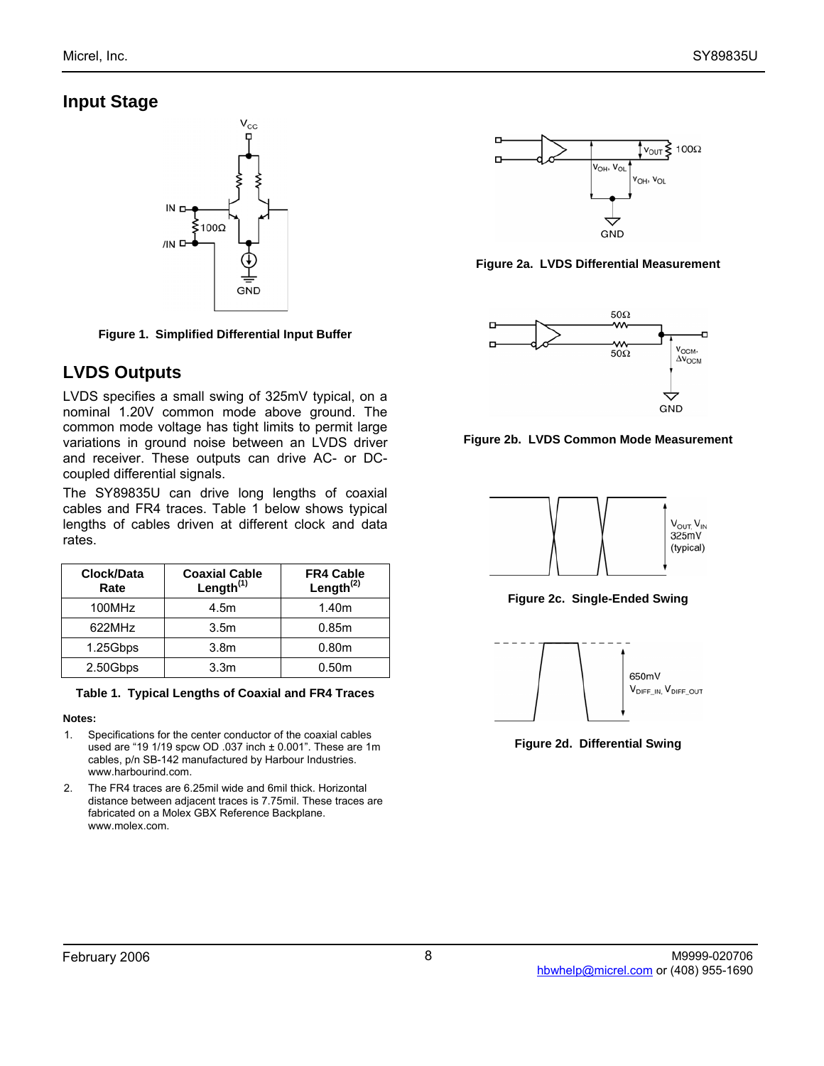## Input Stage

Figure 1. Simplified Differential Input Buffer

## LVDS Outputs

LVDS specifies a small swing of 325mV typical, on a nominal 1.20V common mode above ground. The common mode voltage has tight limits to permit large variations in ground noise between an LVDS driver and receiver. These outputs can drive AC- or DC-coupled differential signals.

The SY89835U can drive long lengths of coaxial cables and FR4 traces. Table 1 below shows typical lengths of cables driven at different clock and data rates.

| Clock/Data Rate | Coaxial Cable Length(1) | FR4 Cable Length(2) |
|---|---|---|
| 100MHz | 4.5m | 1.40m |
| 622MHz | 3.5m | 0.85m |
| 1.25Gbps | 3.8m | 0.80m |
| 2.50Gbps | 3.3m | 0.50m |

Table 1. Typical Lengths of Coaxial and FR4 Traces

**Notes:**

1. Specifications for the center conductor of the coaxial cables used are "19 1/19 spcw OD .037 inch ± 0.001". These are 1m cables, p/n SB-142 manufactured by Harbour Industries. www.harbourind.com.
2. The FR4 traces are 6.25mil wide and 6mil thick. Horizontal distance between adjacent traces is 7.75mil. These traces are fabricated on a Molex GBX Reference Backplane. www.molex.com.

Figure 2a. LVDS Differential Measurement

Figure 2b. LVDS Common Mode Measurement

Figure 2c. Single-Ended Swing

Figure 2d. Differential Swing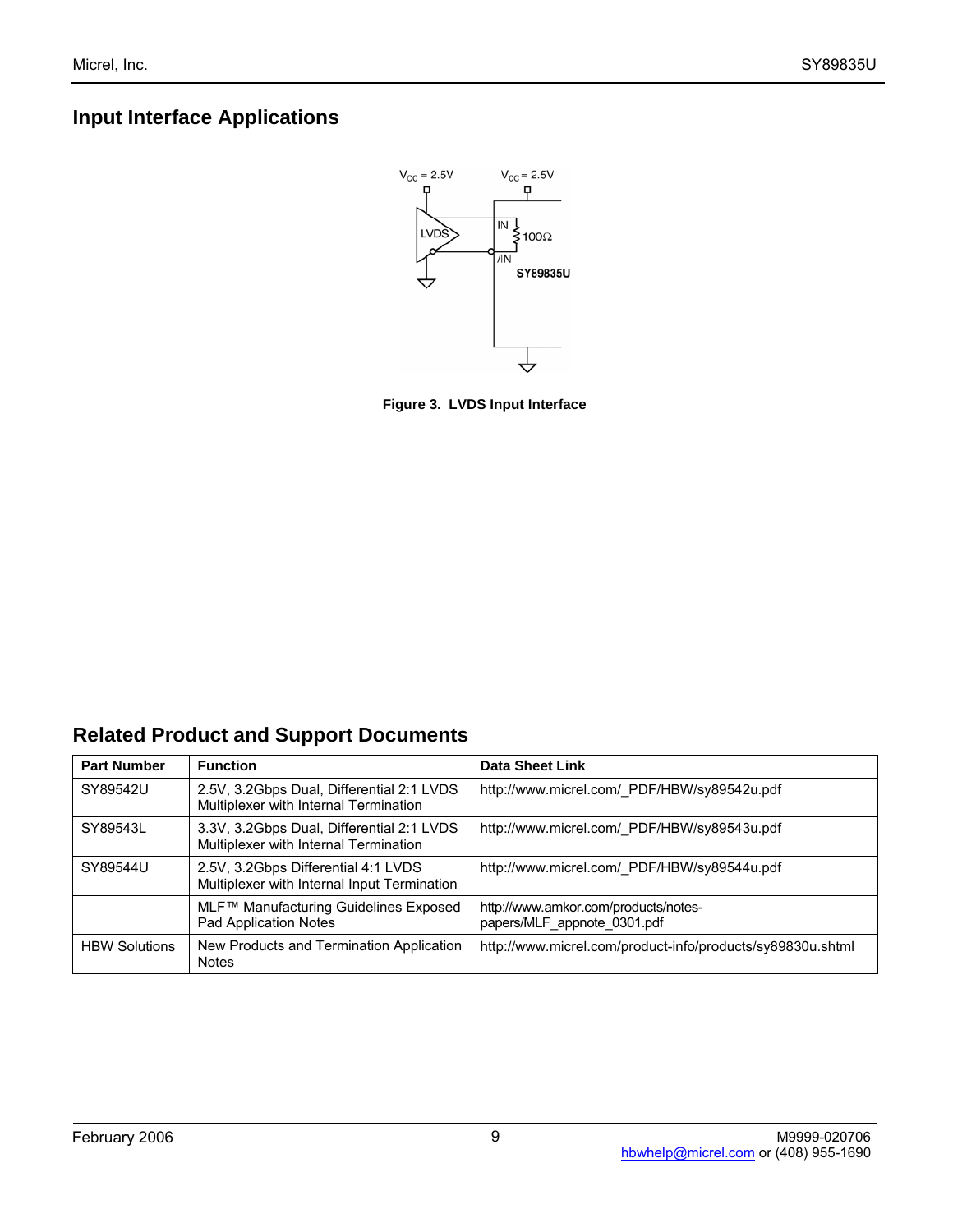## Input Interface Applications

Figure 3. LVDS Input Interface

## Related Product and Support Documents

| Part Number | Function | Data Sheet Link |
|---|---|---|
| SY89542U | 2.5V, 3.2Gbps Dual, Differential 2:1 LVDS Multiplexer with Internal Termination | http://www.micrel.com/_PDF/HBW/sy89542u.pdf |
| SY89543L | 3.3V, 3.2Gbps Dual, Differential 2:1 LVDS Multiplexer with Internal Termination | http://www.micrel.com/_PDF/HBW/sy89543u.pdf |
| SY89544U | 2.5V, 3.2Gbps Differential 4:1 LVDS Multiplexer with Internal Input Termination | http://www.micrel.com/_PDF/HBW/sy89544u.pdf |
| | MLF™ Manufacturing Guidelines Exposed Pad Application Notes | http://www.amkor.com/products/notes-papers/MLF_appnote_0301.pdf |
| HBW Solutions | New Products and Termination Application Notes | http://www.micrel.com/product-info/products/sy89830u.shtml |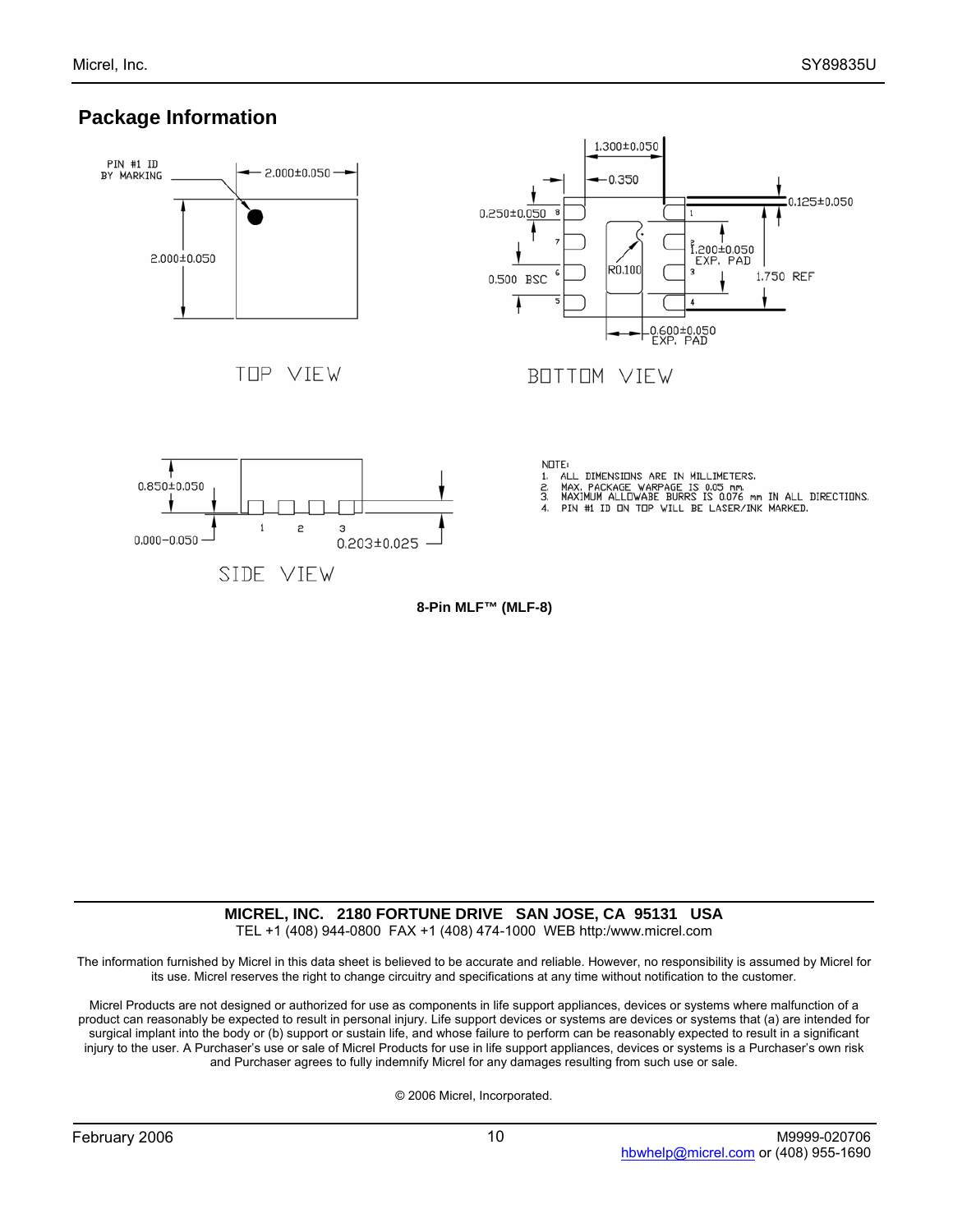## Package Information

PIN #1 ID BY MARKING

2.000±0.050

2.000±0.050

TOP VIEW

1.300±0.050

0.350

0.250±0.050

0.125±0.050

1.200±0.050 EXP. PAD

R0.100

0.500 BSC

1.750 REF

0.600±0.050 EXP. PAD

BOTTOM VIEW

0.850±0.050

0.000–0.050

0.203±0.025

SIDE VIEW

NOTE:
1. ALL DIMENSIONS ARE IN MILLIMETERS.
2. MAX. PACKAGE WARPAGE IS 0.05 mm.
3. MAXIMUM ALLOWABE BURRS IS 0.076 mm IN ALL DIRECTIONS.
4. PIN #1 ID ON TOP WILL BE LASER/INK MARKED.

**8-Pin MLF™ (MLF-8)**

**MICREL, INC. 2180 FORTUNE DRIVE SAN JOSE, CA 95131 USA**
TEL +1 (408) 944-0800 FAX +1 (408) 474-1000 WEB http:/www.micrel.com

The information furnished by Micrel in this data sheet is believed to be accurate and reliable. However, no responsibility is assumed by Micrel for its use. Micrel reserves the right to change circuitry and specifications at any time without notification to the customer.

Micrel Products are not designed or authorized for use as components in life support appliances, devices or systems where malfunction of a product can reasonably be expected to result in personal injury. Life support devices or systems are devices or systems that (a) are intended for surgical implant into the body or (b) support or sustain life, and whose failure to perform can be reasonably expected to result in a significant injury to the user. A Purchaser's use or sale of Micrel Products for use in life support appliances, devices or systems is a Purchaser's own risk and Purchaser agrees to fully indemnify Micrel for any damages resulting from such use or sale.

© 2006 Micrel, Incorporated.

February 2006 M9999-020706
hbwhelp@micrel.com or (408) 955-1690